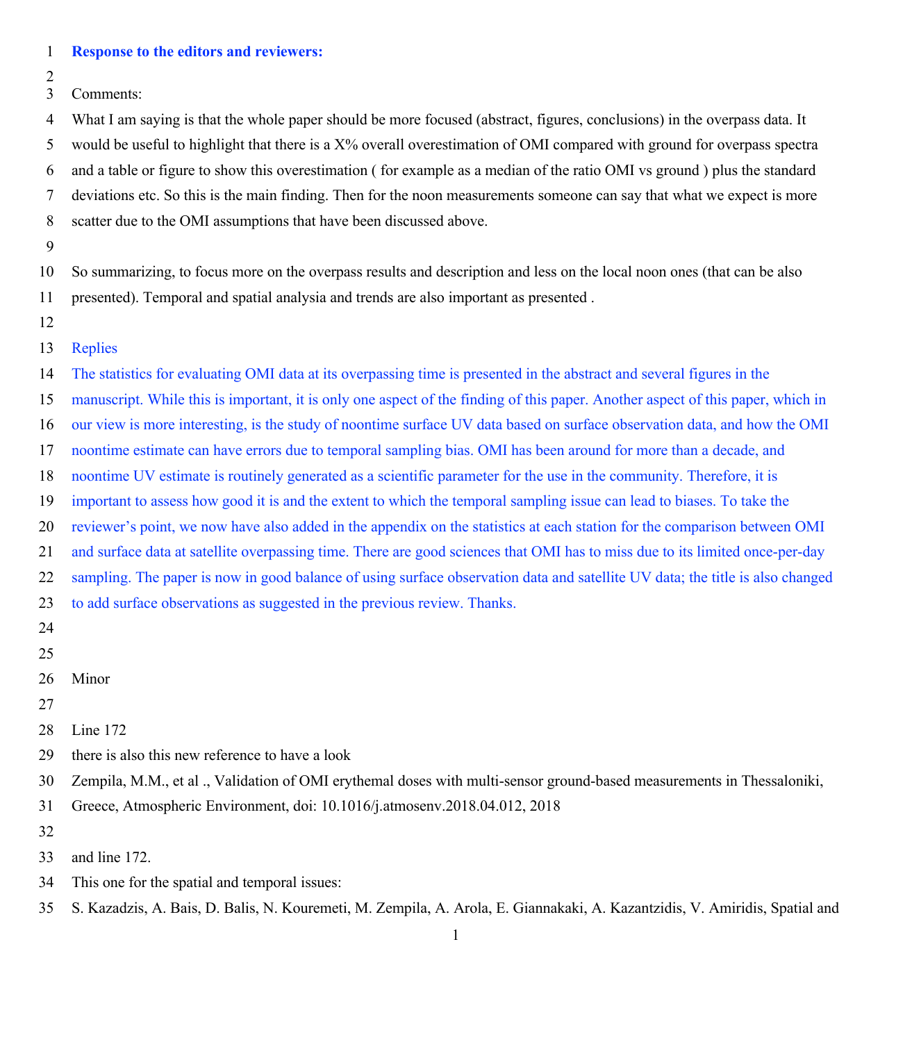**Response to the editors and reviewers:**

Comments:

What I am saying is that the whole paper should be more focused (abstract, figures, conclusions) in the overpass data. It would be useful to highlight that there is a X% overall overestimation of OMI compared with ground for overpass spectra and a table or figure to show this overestimation ( for example as a median of the ratio OMI vs ground ) plus the standard deviations etc. So this is the main finding. Then for the noon measurements someone can say that what we expect is more scatter due to the OMI assumptions that have been discussed above.

So summarizing, to focus more on the overpass results and description and less on the local noon ones (that can be also presented). Temporal and spatial analysia and trends are also important as presented .

Replies

The statistics for evaluating OMI data at its overpassing time is presented in the abstract and several figures in the manuscript. While this is important, it is only one aspect of the finding of this paper. Another aspect of this paper, which in our view is more interesting, is the study of noontime surface UV data based on surface observation data, and how the OMI noontime estimate can have errors due to temporal sampling bias. OMI has been around for more than a decade, and noontime UV estimate is routinely generated as a scientific parameter for the use in the community. Therefore, it is important to assess how good it is and the extent to which the temporal sampling issue can lead to biases. To take the reviewer's point, we now have also added in the appendix on the statistics at each station for the comparison between OMI and surface data at satellite overpassing time. There are good sciences that OMI has to miss due to its limited once-per-day sampling. The paper is now in good balance of using surface observation data and satellite UV data; the title is also changed to add surface observations as suggested in the previous review. Thanks.

Minor

Line 172

there is also this new reference to have a look

Zempila, M.M., et al ., Validation of OMI erythemal doses with multi-sensor ground-based measurements in Thessaloniki, Greece, Atmospheric Environment, doi: 10.1016/j.atmosenv.2018.04.012, 2018

and line 172.

This one for the spatial and temporal issues:

S. Kazadzis, A. Bais, D. Balis, N. Kouremeti, M. Zempila, A. Arola, E. Giannakaki, A. Kazantzidis, V. Amiridis, Spatial and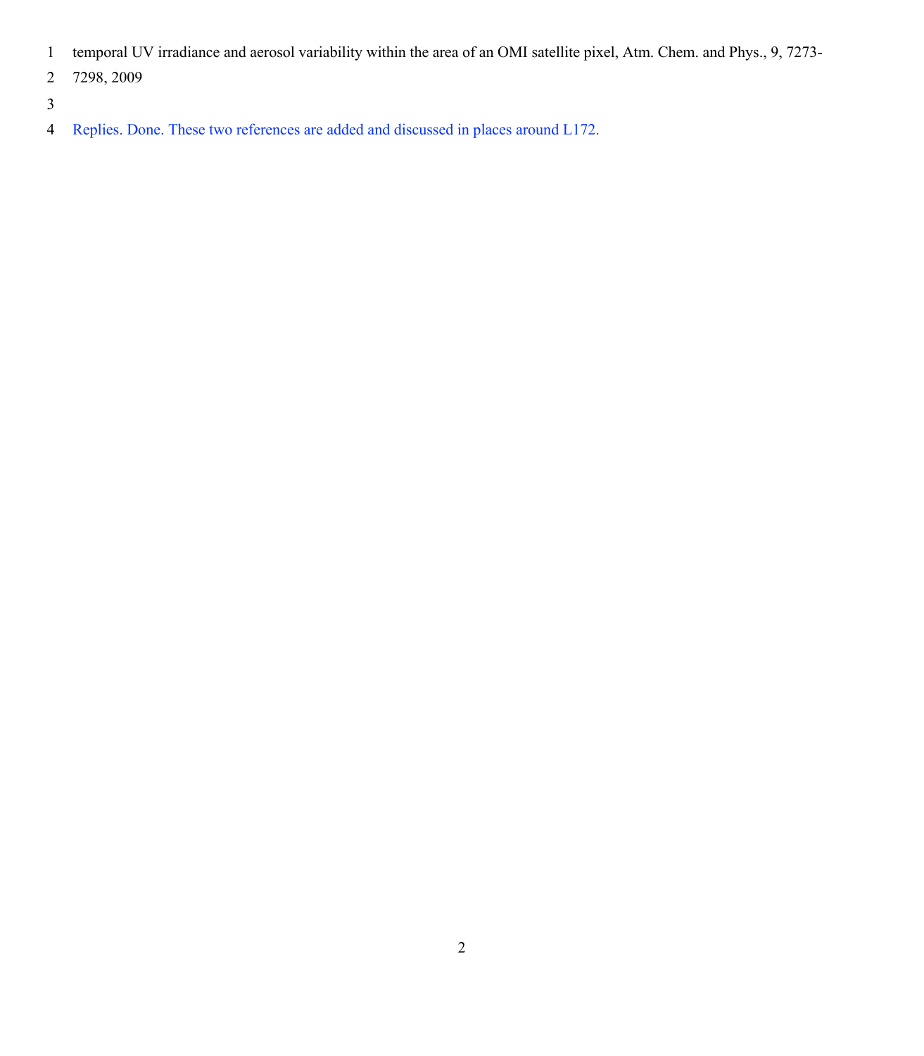temporal UV irradiance and aerosol variability within the area of an OMI satellite pixel, Atm. Chem. and Phys., 9, 7273-7298, 2009

Replies. Done. These two references are added and discussed in places around L172.